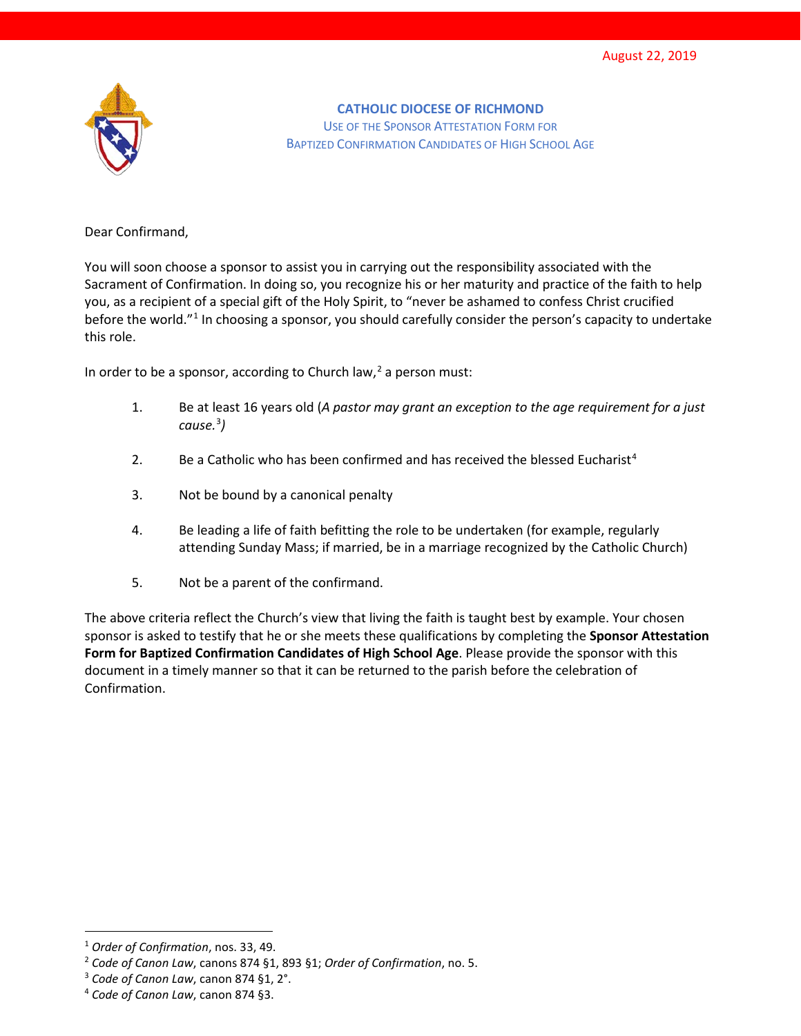August 22, 2019

# CATHOLIC DIOCESE OF RICHMOND

## USE OF THE SPONSOR ATTESTATION FORM FOR BAPTIZED CONFIRMATION CANDIDATES OF HIGH SCHOOL AGE

Dear Confirmand,

You will soon choose a sponsor to assist you in carrying out the responsibility associated with the Sacrament of Confirmation. In doing so, you recognize his or her maturity and practice of the faith to help you, as a recipient of a special gift of the Holy Spirit, to "never be ashamed to confess Christ crucified before the world."[1] In choosing a sponsor, you should carefully consider the person's capacity to undertake this role.

In order to be a sponsor, according to Church law,[2] a person must:

1. Be at least 16 years old (*A pastor may grant an exception to the age requirement for a just cause.*[3])
2. Be a Catholic who has been confirmed and has received the blessed Eucharist[4]
3. Not be bound by a canonical penalty
4. Be leading a life of faith befitting the role to be undertaken (for example, regularly attending Sunday Mass; if married, be in a marriage recognized by the Catholic Church)
5. Not be a parent of the confirmand.

The above criteria reflect the Church's view that living the faith is taught best by example. Your chosen sponsor is asked to testify that he or she meets these qualifications by completing the **Sponsor Attestation Form for Baptized Confirmation Candidates of High School Age**. Please provide the sponsor with this document in a timely manner so that it can be returned to the parish before the celebration of Confirmation.

---

[1] *Order of Confirmation*, nos. 33, 49.
[2] *Code of Canon Law*, canons 874 §1, 893 §1; *Order of Confirmation*, no. 5.
[3] *Code of Canon Law*, canon 874 §1, 2°.
[4] *Code of Canon Law*, canon 874 §3.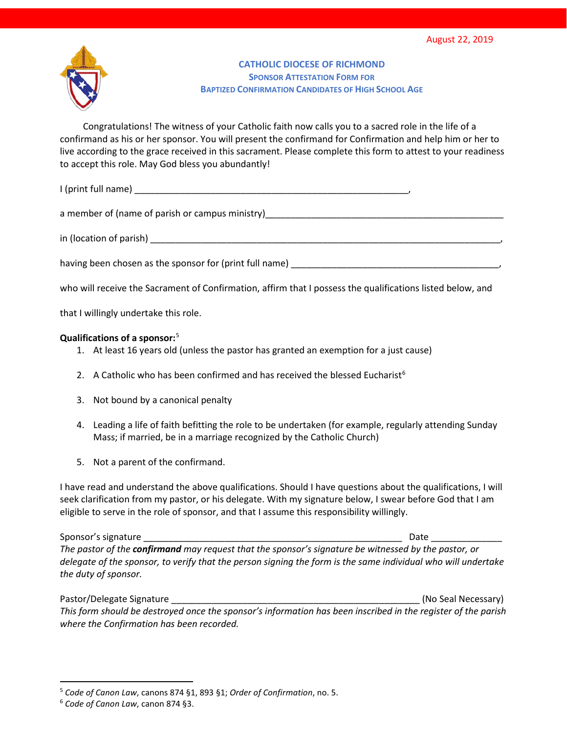August 22, 2019

**CATHOLIC DIOCESE OF RICHMOND**
**SPONSOR ATTESTATION FORM FOR**
**BAPTIZED CONFIRMATION CANDIDATES OF HIGH SCHOOL AGE**

Congratulations! The witness of your Catholic faith now calls you to a sacred role in the life of a confirmand as his or her sponsor. You will present the confirmand for Confirmation and help him or her to live according to the grace received in this sacrament. Please complete this form to attest to your readiness to accept this role. May God bless you abundantly!

I (print full name) ________________________________________________________,

a member of (name of parish or campus ministry)________________________________________________

in (location of parish) __________________________________________________________________________,

having been chosen as the sponsor for (print full name) __________________________________________,

who will receive the Sacrament of Confirmation, affirm that I possess the qualifications listed below, and

that I willingly undertake this role.

**Qualifications of a sponsor:**[5]

1. At least 16 years old (unless the pastor has granted an exemption for a just cause)
2. A Catholic who has been confirmed and has received the blessed Eucharist[6]
3. Not bound by a canonical penalty
4. Leading a life of faith befitting the role to be undertaken (for example, regularly attending Sunday Mass; if married, be in a marriage recognized by the Catholic Church)
5. Not a parent of the confirmand.

I have read and understand the above qualifications. Should I have questions about the qualifications, I will seek clarification from my pastor, or his delegate. With my signature below, I swear before God that I am eligible to serve in the role of sponsor, and that I assume this responsibility willingly.

Sponsor's signature _____________________________________________________ Date ______________

*The pastor of the **confirmand** may request that the sponsor's signature be witnessed by the pastor, or delegate of the sponsor, to verify that the person signing the form is the same individual who will undertake the duty of sponsor.*

Pastor/Delegate Signature ___________________________________________________ (No Seal Necessary)

*This form should be destroyed once the sponsor's information has been inscribed in the register of the parish where the Confirmation has been recorded.*

---

[5] *Code of Canon Law*, canons 874 §1, 893 §1; *Order of Confirmation*, no. 5.

[6] *Code of Canon Law*, canon 874 §3.